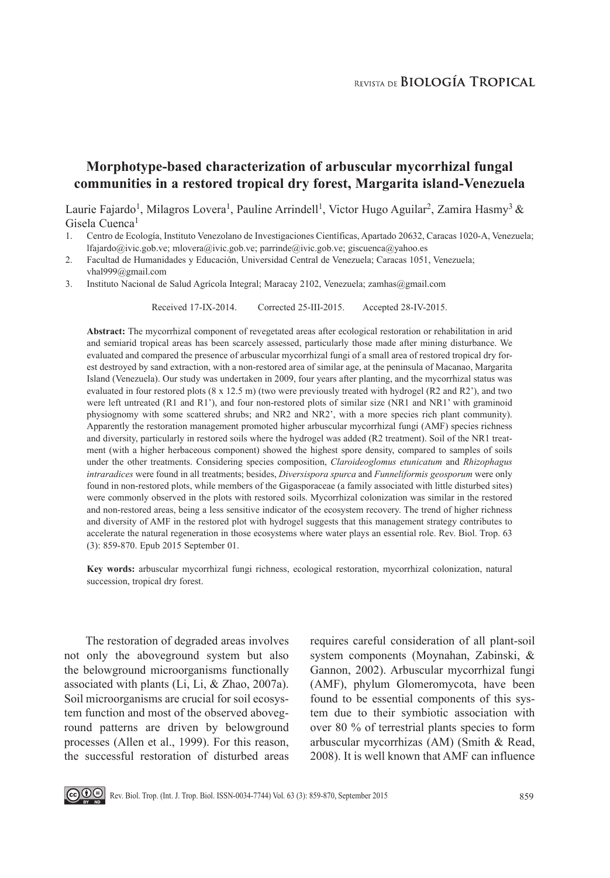# Morphotype-based characterization of arbuscular mycorrhizal fungal communities in a restored tropical dry forest, Margarita island-Venezuela

Laurie Fajardo[1], Milagros Lovera[1], Pauline Arrindell[1], Victor Hugo Aguilar[2], Zamira Hasmy[3] & Gisela Cuenca[1]

1. Centro de Ecología, Instituto Venezolano de Investigaciones Científicas, Apartado 20632, Caracas 1020-A, Venezuela; lfajardo@ivic.gob.ve; mlovera@ivic.gob.ve; parrinde@ivic.gob.ve; giscuenca@yahoo.es
2. Facultad de Humanidades y Educación, Universidad Central de Venezuela; Caracas 1051, Venezuela; vhal999@gmail.com
3. Instituto Nacional de Salud Agrícola Integral; Maracay 2102, Venezuela; zamhas@gmail.com

Received 17-IX-2014. Corrected 25-III-2015. Accepted 28-IV-2015.

**Abstract:** The mycorrhizal component of revegetated areas after ecological restoration or rehabilitation in arid and semiarid tropical areas has been scarcely assessed, particularly those made after mining disturbance. We evaluated and compared the presence of arbuscular mycorrhizal fungi of a small area of restored tropical dry forest destroyed by sand extraction, with a non-restored area of similar age, at the peninsula of Macanao, Margarita Island (Venezuela). Our study was undertaken in 2009, four years after planting, and the mycorrhizal status was evaluated in four restored plots (8 x 12.5 m) (two were previously treated with hydrogel (R2 and R2'), and two were left untreated (R1 and R1'), and four non-restored plots of similar size (NR1 and NR1' with graminoid physiognomy with some scattered shrubs; and NR2 and NR2', with a more species rich plant community). Apparently the restoration management promoted higher arbuscular mycorrhizal fungi (AMF) species richness and diversity, particularly in restored soils where the hydrogel was added (R2 treatment). Soil of the NR1 treatment (with a higher herbaceous component) showed the highest spore density, compared to samples of soils under the other treatments. Considering species composition, *Claroideoglomus etunicatum* and *Rhizophagus intraradices* were found in all treatments; besides, *Diversispora spurca* and *Funneliformis geosporum* were only found in non-restored plots, while members of the Gigasporaceae (a family associated with little disturbed sites) were commonly observed in the plots with restored soils. Mycorrhizal colonization was similar in the restored and non-restored areas, being a less sensitive indicator of the ecosystem recovery. The trend of higher richness and diversity of AMF in the restored plot with hydrogel suggests that this management strategy contributes to accelerate the natural regeneration in those ecosystems where water plays an essential role. Rev. Biol. Trop. 63 (3): 859-870. Epub 2015 September 01.

**Key words:** arbuscular mycorrhizal fungi richness, ecological restoration, mycorrhizal colonization, natural succession, tropical dry forest.

The restoration of degraded areas involves not only the aboveground system but also the belowground microorganisms functionally associated with plants (Li, Li, & Zhao, 2007a). Soil microorganisms are crucial for soil ecosystem function and most of the observed aboveground patterns are driven by belowground processes (Allen et al., 1999). For this reason, the successful restoration of disturbed areas requires careful consideration of all plant-soil system components (Moynahan, Zabinski, & Gannon, 2002). Arbuscular mycorrhizal fungi (AMF), phylum Glomeromycota, have been found to be essential components of this system due to their symbiotic association with over 80 % of terrestrial plants species to form arbuscular mycorrhizas (AM) (Smith & Read, 2008). It is well known that AMF can influence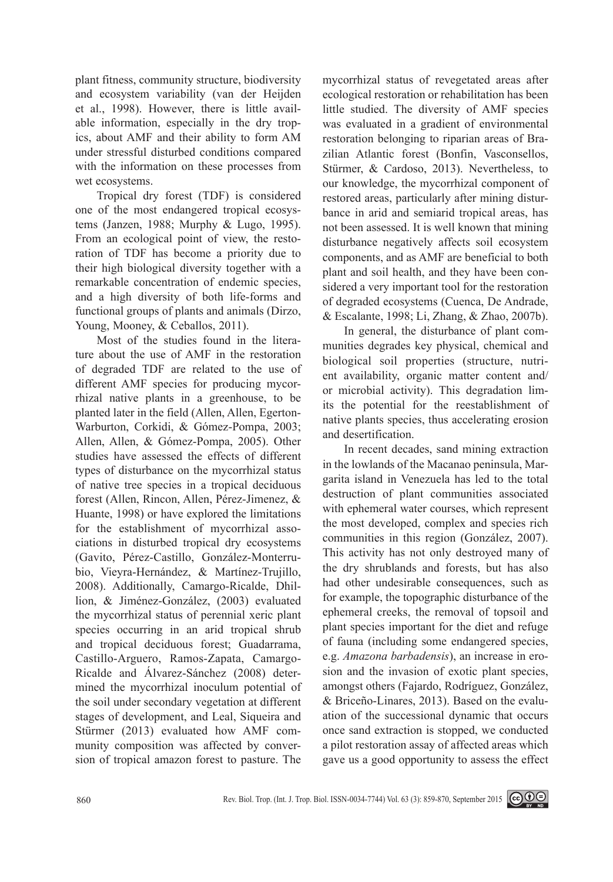plant fitness, community structure, biodiversity and ecosystem variability (van der Heijden et al., 1998). However, there is little available information, especially in the dry tropics, about AMF and their ability to form AM under stressful disturbed conditions compared with the information on these processes from wet ecosystems.

Tropical dry forest (TDF) is considered one of the most endangered tropical ecosystems (Janzen, 1988; Murphy & Lugo, 1995). From an ecological point of view, the restoration of TDF has become a priority due to their high biological diversity together with a remarkable concentration of endemic species, and a high diversity of both life-forms and functional groups of plants and animals (Dirzo, Young, Mooney, & Ceballos, 2011).

Most of the studies found in the literature about the use of AMF in the restoration of degraded TDF are related to the use of different AMF species for producing mycorrhizal native plants in a greenhouse, to be planted later in the field (Allen, Allen, Egerton-Warburton, Corkidi, & Gómez-Pompa, 2003; Allen, Allen, & Gómez-Pompa, 2005). Other studies have assessed the effects of different types of disturbance on the mycorrhizal status of native tree species in a tropical deciduous forest (Allen, Rincon, Allen, Pérez-Jimenez, & Huante, 1998) or have explored the limitations for the establishment of mycorrhizal associations in disturbed tropical dry ecosystems (Gavito, Pérez-Castillo, González-Monterrubio, Vieyra-Hernández, & Martínez-Trujillo, 2008). Additionally, Camargo-Ricalde, Dhillion, & Jiménez-González, (2003) evaluated the mycorrhizal status of perennial xeric plant species occurring in an arid tropical shrub and tropical deciduous forest; Guadarrama, Castillo-Arguero, Ramos-Zapata, Camargo-Ricalde and Álvarez-Sánchez (2008) determined the mycorrhizal inoculum potential of the soil under secondary vegetation at different stages of development, and Leal, Siqueira and Stürmer (2013) evaluated how AMF community composition was affected by conversion of tropical amazon forest to pasture. The mycorrhizal status of revegetated areas after ecological restoration or rehabilitation has been little studied. The diversity of AMF species was evaluated in a gradient of environmental restoration belonging to riparian areas of Brazilian Atlantic forest (Bonfin, Vasconsellos, Stürmer, & Cardoso, 2013). Nevertheless, to our knowledge, the mycorrhizal component of restored areas, particularly after mining disturbance in arid and semiarid tropical areas, has not been assessed. It is well known that mining disturbance negatively affects soil ecosystem components, and as AMF are beneficial to both plant and soil health, and they have been considered a very important tool for the restoration of degraded ecosystems (Cuenca, De Andrade, & Escalante, 1998; Li, Zhang, & Zhao, 2007b).

In general, the disturbance of plant communities degrades key physical, chemical and biological soil properties (structure, nutrient availability, organic matter content and/or microbial activity). This degradation limits the potential for the reestablishment of native plants species, thus accelerating erosion and desertification.

In recent decades, sand mining extraction in the lowlands of the Macanao peninsula, Margarita island in Venezuela has led to the total destruction of plant communities associated with ephemeral water courses, which represent the most developed, complex and species rich communities in this region (González, 2007). This activity has not only destroyed many of the dry shrublands and forests, but has also had other undesirable consequences, such as for example, the topographic disturbance of the ephemeral creeks, the removal of topsoil and plant species important for the diet and refuge of fauna (including some endangered species, e.g. *Amazona barbadensis*), an increase in erosion and the invasion of exotic plant species, amongst others (Fajardo, Rodríguez, González, & Briceño-Linares, 2013). Based on the evaluation of the successional dynamic that occurs once sand extraction is stopped, we conducted a pilot restoration assay of affected areas which gave us a good opportunity to assess the effect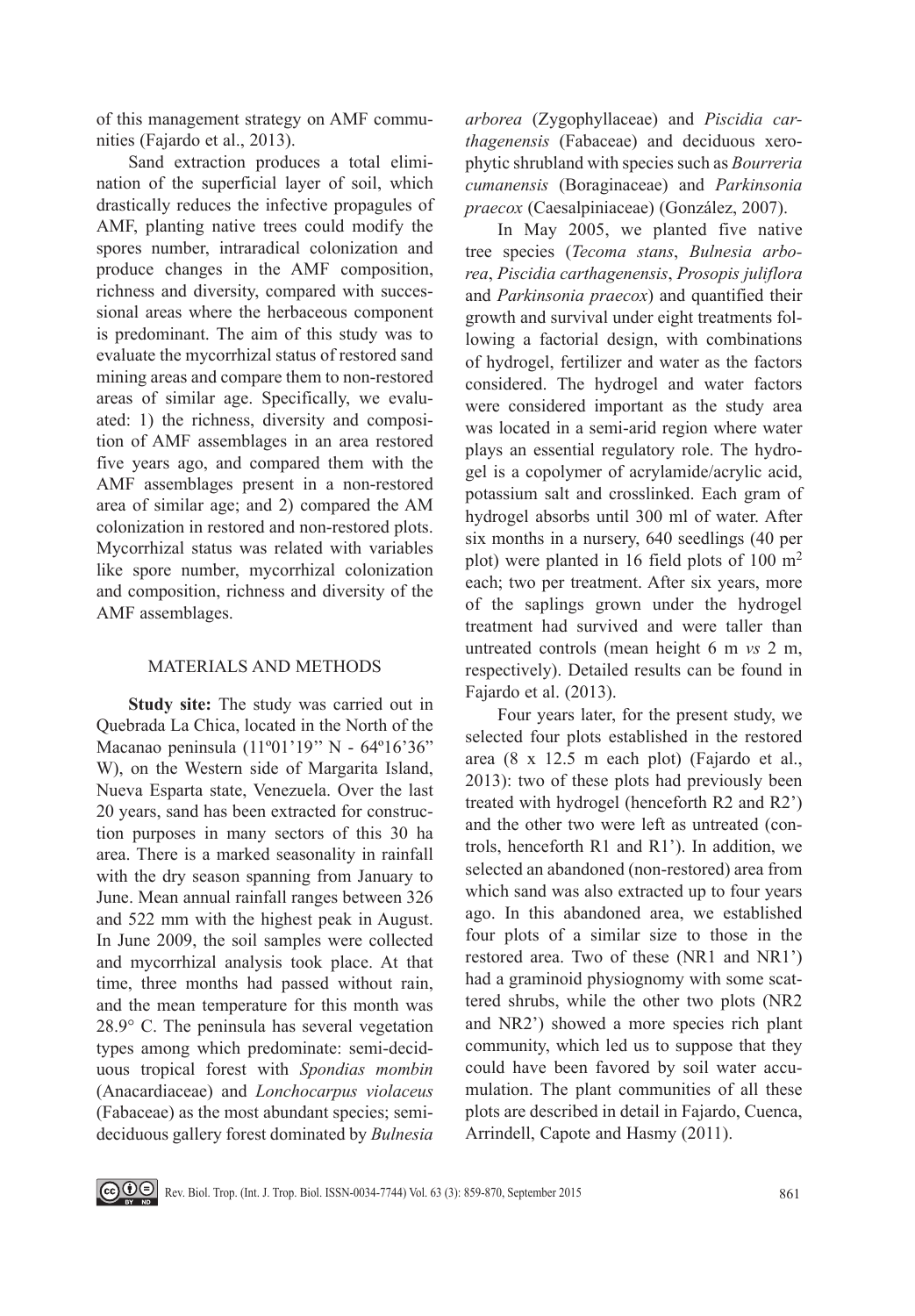of this management strategy on AMF communities (Fajardo et al., 2013).

Sand extraction produces a total elimination of the superficial layer of soil, which drastically reduces the infective propagules of AMF, planting native trees could modify the spores number, intraradical colonization and produce changes in the AMF composition, richness and diversity, compared with successional areas where the herbaceous component is predominant. The aim of this study was to evaluate the mycorrhizal status of restored sand mining areas and compare them to non-restored areas of similar age. Specifically, we evaluated: 1) the richness, diversity and composition of AMF assemblages in an area restored five years ago, and compared them with the AMF assemblages present in a non-restored area of similar age; and 2) compared the AM colonization in restored and non-restored plots. Mycorrhizal status was related with variables like spore number, mycorrhizal colonization and composition, richness and diversity of the AMF assemblages.

## MATERIALS AND METHODS

**Study site:** The study was carried out in Quebrada La Chica, located in the North of the Macanao peninsula (11º01'19'' N - 64º16'36'' W), on the Western side of Margarita Island, Nueva Esparta state, Venezuela. Over the last 20 years, sand has been extracted for construction purposes in many sectors of this 30 ha area. There is a marked seasonality in rainfall with the dry season spanning from January to June. Mean annual rainfall ranges between 326 and 522 mm with the highest peak in August. In June 2009, the soil samples were collected and mycorrhizal analysis took place. At that time, three months had passed without rain, and the mean temperature for this month was 28.9° C. The peninsula has several vegetation types among which predominate: semi-deciduous tropical forest with *Spondias mombin* (Anacardiaceae) and *Lonchocarpus violaceus* (Fabaceae) as the most abundant species; semi-deciduous gallery forest dominated by *Bulnesia arborea* (Zygophyllaceae) and *Piscidia carthagenensis* (Fabaceae) and deciduous xerophytic shrubland with species such as *Bourreria cumanensis* (Boraginaceae) and *Parkinsonia praecox* (Caesalpiniaceae) (González, 2007).

In May 2005, we planted five native tree species (*Tecoma stans*, *Bulnesia arborea*, *Piscidia carthagenensis*, *Prosopis juliflora* and *Parkinsonia praecox*) and quantified their growth and survival under eight treatments following a factorial design, with combinations of hydrogel, fertilizer and water as the factors considered. The hydrogel and water factors were considered important as the study area was located in a semi-arid region where water plays an essential regulatory role. The hydrogel is a copolymer of acrylamide/acrylic acid, potassium salt and crosslinked. Each gram of hydrogel absorbs until 300 ml of water. After six months in a nursery, 640 seedlings (40 per plot) were planted in 16 field plots of 100 $m^2$ each; two per treatment. After six years, more of the saplings grown under the hydrogel treatment had survived and were taller than untreated controls (mean height 6 m *vs* 2 m, respectively). Detailed results can be found in Fajardo et al. (2013).

Four years later, for the present study, we selected four plots established in the restored area (8 x 12.5 m each plot) (Fajardo et al., 2013): two of these plots had previously been treated with hydrogel (henceforth R2 and R2') and the other two were left as untreated (controls, henceforth R1 and R1'). In addition, we selected an abandoned (non-restored) area from which sand was also extracted up to four years ago. In this abandoned area, we established four plots of a similar size to those in the restored area. Two of these (NR1 and NR1') had a graminoid physiognomy with some scattered shrubs, while the other two plots (NR2 and NR2') showed a more species rich plant community, which led us to suppose that they could have been favored by soil water accumulation. The plant communities of all these plots are described in detail in Fajardo, Cuenca, Arrindell, Capote and Hasmy (2011).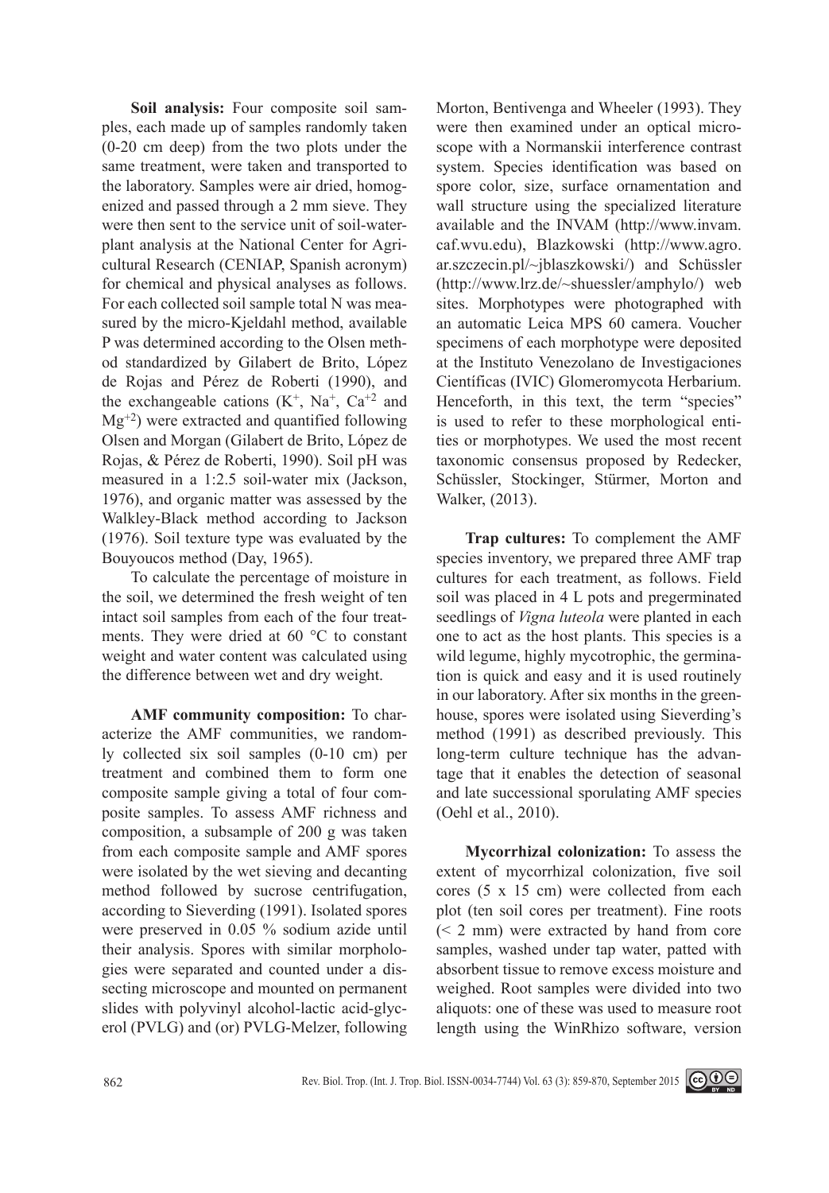**Soil analysis:** Four composite soil samples, each made up of samples randomly taken (0-20 cm deep) from the two plots under the same treatment, were taken and transported to the laboratory. Samples were air dried, homogenized and passed through a 2 mm sieve. They were then sent to the service unit of soil-water-plant analysis at the National Center for Agricultural Research (CENIAP, Spanish acronym) for chemical and physical analyses as follows. For each collected soil sample total N was measured by the micro-Kjeldahl method, available P was determined according to the Olsen method standardized by Gilabert de Brito, López de Rojas and Pérez de Roberti (1990), and the exchangeable cations ($K^+$, $Na^+$, $Ca^{+2}$ and $Mg^{+2}$) were extracted and quantified following Olsen and Morgan (Gilabert de Brito, López de Rojas, & Pérez de Roberti, 1990). Soil pH was measured in a 1:2.5 soil-water mix (Jackson, 1976), and organic matter was assessed by the Walkley-Black method according to Jackson (1976). Soil texture type was evaluated by the Bouyoucos method (Day, 1965).

To calculate the percentage of moisture in the soil, we determined the fresh weight of ten intact soil samples from each of the four treatments. They were dried at 60 °C to constant weight and water content was calculated using the difference between wet and dry weight.

**AMF community composition:** To characterize the AMF communities, we randomly collected six soil samples (0-10 cm) per treatment and combined them to form one composite sample giving a total of four composite samples. To assess AMF richness and composition, a subsample of 200 g was taken from each composite sample and AMF spores were isolated by the wet sieving and decanting method followed by sucrose centrifugation, according to Sieverding (1991). Isolated spores were preserved in 0.05 % sodium azide until their analysis. Spores with similar morphologies were separated and counted under a dissecting microscope and mounted on permanent slides with polyvinyl alcohol-lactic acid-glycerol (PVLG) and (or) PVLG-Melzer, following Morton, Bentivenga and Wheeler (1993). They were then examined under an optical microscope with a Normanskii interference contrast system. Species identification was based on spore color, size, surface ornamentation and wall structure using the specialized literature available and the INVAM (http://www.invam.caf.wvu.edu), Blazkowski (http://www.agro.ar.szczecin.pl/~jblaszkowski/) and Schüssler (http://www.lrz.de/~shuessler/amphylo/) web sites. Morphotypes were photographed with an automatic Leica MPS 60 camera. Voucher specimens of each morphotype were deposited at the Instituto Venezolano de Investigaciones Científicas (IVIC) Glomeromycota Herbarium. Henceforth, in this text, the term "species" is used to refer to these morphological entities or morphotypes. We used the most recent taxonomic consensus proposed by Redecker, Schüssler, Stockinger, Stürmer, Morton and Walker, (2013).

**Trap cultures:** To complement the AMF species inventory, we prepared three AMF trap cultures for each treatment, as follows. Field soil was placed in 4 L pots and pregerminated seedlings of *Vigna luteola* were planted in each one to act as the host plants. This species is a wild legume, highly mycotrophic, the germination is quick and easy and it is used routinely in our laboratory. After six months in the greenhouse, spores were isolated using Sieverding's method (1991) as described previously. This long-term culture technique has the advantage that it enables the detection of seasonal and late successional sporulating AMF species (Oehl et al., 2010).

**Mycorrhizal colonization:** To assess the extent of mycorrhizal colonization, five soil cores (5 x 15 cm) were collected from each plot (ten soil cores per treatment). Fine roots (< 2 mm) were extracted by hand from core samples, washed under tap water, patted with absorbent tissue to remove excess moisture and weighed. Root samples were divided into two aliquots: one of these was used to measure root length using the WinRhizo software, version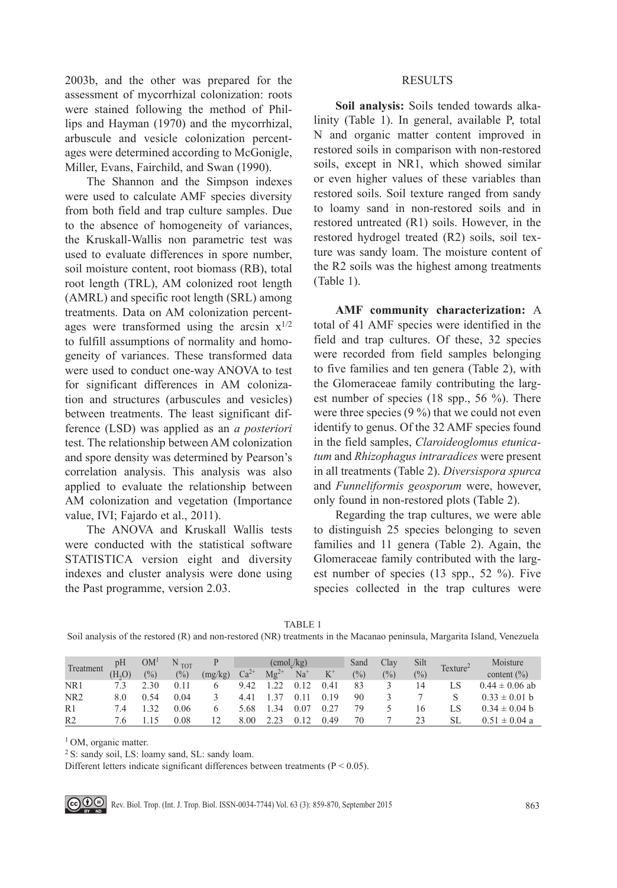2003b, and the other was prepared for the assessment of mycorrhizal colonization: roots were stained following the method of Phillips and Hayman (1970) and the mycorrhizal, arbuscule and vesicle colonization percentages were determined according to McGonigle, Miller, Evans, Fairchild, and Swan (1990).

The Shannon and the Simpson indexes were used to calculate AMF species diversity from both field and trap culture samples. Due to the absence of homogeneity of variances, the Kruskall-Wallis non parametric test was used to evaluate differences in spore number, soil moisture content, root biomass (RB), total root length (TRL), AM colonized root length (AMRL) and specific root length (SRL) among treatments. Data on AM colonization percentages were transformed using the arcsin $x^{1/2}$ to fulfill assumptions of normality and homogeneity of variances. These transformed data were used to conduct one-way ANOVA to test for significant differences in AM colonization and structures (arbuscules and vesicles) between treatments. The least significant difference (LSD) was applied as an *a posteriori* test. The relationship between AM colonization and spore density was determined by Pearson's correlation analysis. This analysis was also applied to evaluate the relationship between AM colonization and vegetation (Importance value, IVI; Fajardo et al., 2011).

The ANOVA and Kruskall Wallis tests were conducted with the statistical software STATISTICA version eight and diversity indexes and cluster analysis were done using the Past programme, version 2.03.

## RESULTS

**Soil analysis:** Soils tended towards alkalinity (Table 1). In general, available P, total N and organic matter content improved in restored soils in comparison with non-restored soils, except in NR1, which showed similar or even higher values of these variables than restored soils. Soil texture ranged from sandy to loamy sand in non-restored soils and in restored untreated (R1) soils. However, in the restored hydrogel treated (R2) soils, soil texture was sandy loam. The moisture content of the R2 soils was the highest among treatments (Table 1).

**AMF community characterization:** A total of 41 AMF species were identified in the field and trap cultures. Of these, 32 species were recorded from field samples belonging to five families and ten genera (Table 2), with the Glomeraceae family contributing the largest number of species (18 spp., 56 %). There were three species (9 %) that we could not even identify to genus. Of the 32 AMF species found in the field samples, *Claroideoglomus etunicatum* and *Rhizophagus intraradices* were present in all treatments (Table 2). *Diversispora spurca* and *Funneliformis geosporum* were, however, only found in non-restored plots (Table 2).

Regarding the trap cultures, we were able to distinguish 25 species belonging to seven families and 11 genera (Table 2). Again, the Glomeraceae family contributed with the largest number of species (13 spp., 52 %). Five species collected in the trap cultures were

TABLE 1

Soil analysis of the restored (R) and non-restored (NR) treatments in the Macanao peninsula, Margarita Island, Venezuela

| Treatment | pH ($H_2O$) | OM[1] (%) | $N_{TOT}$ (%) | P (mg/kg) | ($cmol_c$/kg) $Ca^{2+}$ | $Mg^{2+}$ | $Na^{+}$ | $K^{+}$ | Sand (%) | Clay (%) | Silt (%) | Texture[2] | Moisture content (%) |
|---|---|---|---|---|---|---|---|---|---|---|---|---|---|
| NR1 | 7.3 | 2.30 | 0.11 | 6 | 9.42 | 1.22 | 0.12 | 0.41 | 83 | 3 | 14 | LS | 0.44 ± 0.06 ab |
| NR2 | 8.0 | 0.54 | 0.04 | 3 | 4.41 | 1.37 | 0.11 | 0.19 | 90 | 3 | 7 | S | 0.33 ± 0.01 b |
| R1 | 7.4 | 1.32 | 0.06 | 6 | 5.68 | 1.34 | 0.07 | 0.27 | 79 | 5 | 16 | LS | 0.34 ± 0.04 b |
| R2 | 7.6 | 1.15 | 0.08 | 12 | 8.00 | 2.23 | 0.12 | 0.49 | 70 | 7 | 23 | SL | 0.51 ± 0.04 a |

[1] OM, organic matter.

[2] S: sandy soil, LS: loamy sand, SL: sandy loam.

Different letters indicate significant differences between treatments ($P < 0.05$).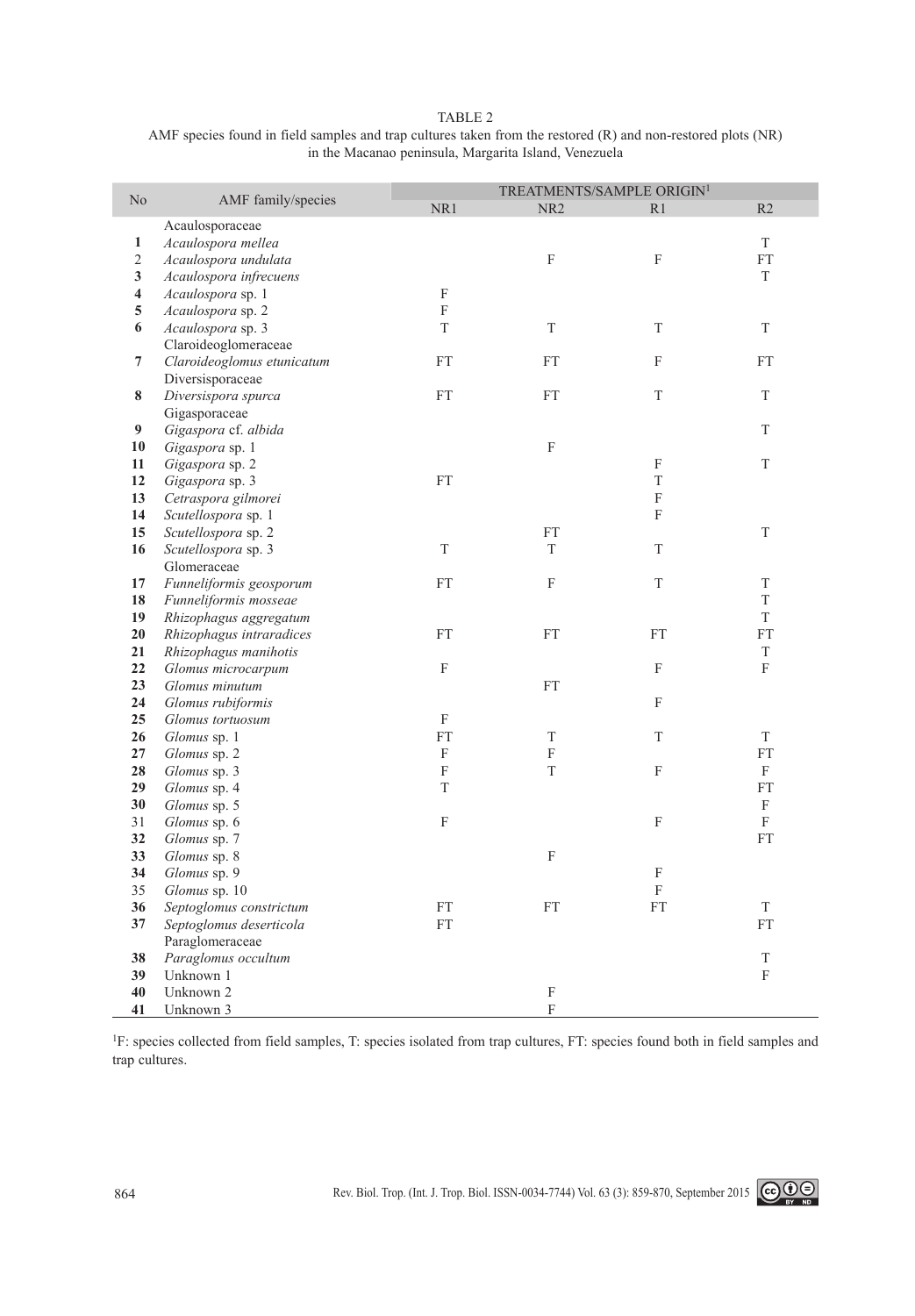TABLE 2
AMF species found in field samples and trap cultures taken from the restored (R) and non-restored plots (NR) in the Macanao peninsula, Margarita Island, Venezuela

| No | AMF family/species | TREATMENTS/SAMPLE ORIGIN[1] | | | |
|---|---|---|---|---|---|
| | | NR1 | NR2 | R1 | R2 |
| | Acaulosporaceae | | | | |
| 1 | *Acaulospora mellea* | | | | T |
| 2 | *Acaulospora undulata* | | F | F | FT |
| 3 | *Acaulospora infrecuens* | | | | T |
| 4 | *Acaulospora* sp. 1 | F | | | |
| 5 | *Acaulospora* sp. 2 | F | | | |
| 6 | *Acaulospora* sp. 3 | T | T | T | T |
| | Claroideoglomeraceae | | | | |
| 7 | *Claroideoglomus etunicatum* | FT | FT | F | FT |
| | Diversisporaceae | | | | |
| 8 | *Diversispora spurca* | FT | FT | T | T |
| | Gigasporaceae | | | | |
| 9 | *Gigaspora* cf. *albida* | | | | T |
| 10 | *Gigaspora* sp. 1 | | F | | |
| 11 | *Gigaspora* sp. 2 | | | F | T |
| 12 | *Gigaspora* sp. 3 | FT | | T | |
| 13 | *Cetraspora gilmorei* | | | F | |
| 14 | *Scutellospora* sp. 1 | | | F | |
| 15 | *Scutellospora* sp. 2 | | FT | | T |
| 16 | *Scutellospora* sp. 3 | T | T | T | |
| | Glomeraceae | | | | |
| 17 | *Funneliformis geosporum* | FT | F | T | T |
| 18 | *Funneliformis mosseae* | | | | T |
| 19 | *Rhizophagus aggregatum* | | | | T |
| 20 | *Rhizophagus intraradices* | FT | FT | FT | FT |
| 21 | *Rhizophagus manihotis* | | | | T |
| 22 | *Glomus microcarpum* | F | | F | F |
| 23 | *Glomus minutum* | | FT | | |
| 24 | *Glomus rubiformis* | | | F | |
| 25 | *Glomus tortuosum* | F | | | |
| 26 | *Glomus* sp. 1 | FT | T | T | T |
| 27 | *Glomus* sp. 2 | F | F | | FT |
| 28 | *Glomus* sp. 3 | F | T | F | F |
| 29 | *Glomus* sp. 4 | T | | | FT |
| 30 | *Glomus* sp. 5 | | | | F |
| 31 | *Glomus* sp. 6 | F | | F | F |
| 32 | *Glomus* sp. 7 | | | | FT |
| 33 | *Glomus* sp. 8 | | F | | |
| 34 | *Glomus* sp. 9 | | | F | |
| 35 | *Glomus* sp. 10 | | | F | |
| 36 | *Septoglomus constrictum* | FT | FT | FT | T |
| 37 | *Septoglomus deserticola* | FT | | | FT |
| | Paraglomeraceae | | | | |
| 38 | *Paraglomus occultum* | | | | T |
| 39 | Unknown 1 | | | | F |
| 40 | Unknown 2 | | F | | |
| 41 | Unknown 3 | | F | | |

[1]F: species collected from field samples, T: species isolated from trap cultures, FT: species found both in field samples and trap cultures.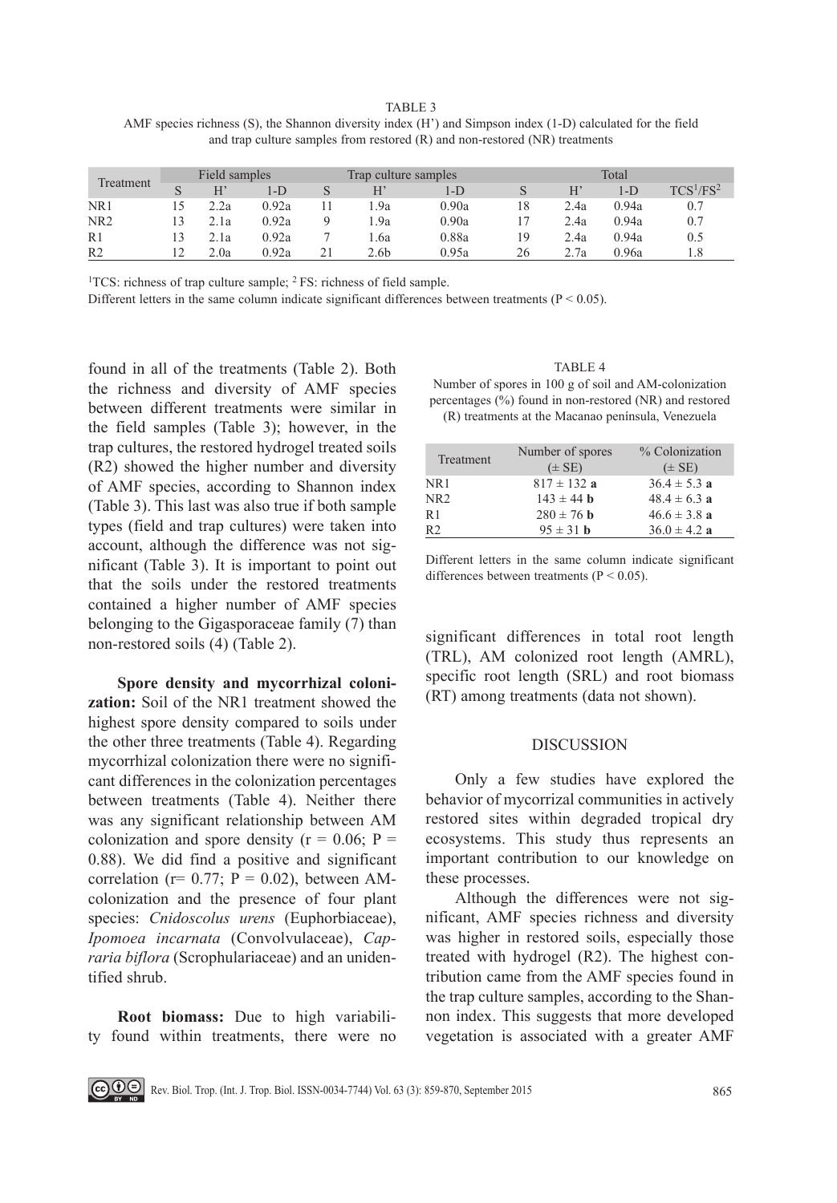TABLE 3

AMF species richness (S), the Shannon diversity index (H') and Simpson index (1-D) calculated for the field and trap culture samples from restored (R) and non-restored (NR) treatments

| Treatment | Field samples | | | Trap culture samples | | | Total | | | |
|---|---|---|---|---|---|---|---|---|---|---|
| | S | H' | 1-D | S | H' | 1-D | S | H' | 1-D | TCS[1]/FS[2] |
| NR1 | 15 | 2.2a | 0.92a | 11 | 1.9a | 0.90a | 18 | 2.4a | 0.94a | 0.7 |
| NR2 | 13 | 2.1a | 0.92a | 9 | 1.9a | 0.90a | 17 | 2.4a | 0.94a | 0.7 |
| R1 | 13 | 2.1a | 0.92a | 7 | 1.6a | 0.88a | 19 | 2.4a | 0.94a | 0.5 |
| R2 | 12 | 2.0a | 0.92a | 21 | 2.6b | 0.95a | 26 | 2.7a | 0.96a | 1.8 |

[1]TCS: richness of trap culture sample; [2] FS: richness of field sample.

Different letters in the same column indicate significant differences between treatments ($P < 0.05$).

found in all of the treatments (Table 2). Both the richness and diversity of AMF species between different treatments were similar in the field samples (Table 3); however, in the trap cultures, the restored hydrogel treated soils (R2) showed the higher number and diversity of AMF species, according to Shannon index (Table 3). This last was also true if both sample types (field and trap cultures) were taken into account, although the difference was not significant (Table 3). It is important to point out that the soils under the restored treatments contained a higher number of AMF species belonging to the Gigasporaceae family (7) than non-restored soils (4) (Table 2).

**Spore density and mycorrhizal colonization:** Soil of the NR1 treatment showed the highest spore density compared to soils under the other three treatments (Table 4). Regarding mycorrhizal colonization there were no significant differences in the colonization percentages between treatments (Table 4). Neither there was any significant relationship between AM colonization and spore density ($r = 0.06$; $P = 0.88$). We did find a positive and significant correlation ($r = 0.77$; $P = 0.02$), between AM-colonization and the presence of four plant species: *Cnidoscolus urens* (Euphorbiaceae), *Ipomoea incarnata* (Convolvulaceae), *Capraria biflora* (Scrophulariaceae) and an unidentified shrub.

**Root biomass:** Due to high variability found within treatments, there were no significant differences in total root length (TRL), AM colonized root length (AMRL), specific root length (SRL) and root biomass (RT) among treatments (data not shown).

TABLE 4

Number of spores in 100 g of soil and AM-colonization percentages (%) found in non-restored (NR) and restored (R) treatments at the Macanao península, Venezuela

| Treatment | Number of spores (± SE) | % Colonization (± SE) |
|---|---|---|
| NR1 | 817 ± 132 **a** | 36.4 ± 5.3 **a** |
| NR2 | 143 ± 44 **b** | 48.4 ± 6.3 **a** |
| R1 | 280 ± 76 **b** | 46.6 ± 3.8 **a** |
| R2 | 95 ± 31 **b** | 36.0 ± 4.2 **a** |

Different letters in the same column indicate significant differences between treatments ($P < 0.05$).

## DISCUSSION

Only a few studies have explored the behavior of mycorrizal communities in actively restored sites within degraded tropical dry ecosystems. This study thus represents an important contribution to our knowledge on these processes.

Although the differences were not significant, AMF species richness and diversity was higher in restored soils, especially those treated with hydrogel (R2). The highest contribution came from the AMF species found in the trap culture samples, according to the Shannon index. This suggests that more developed vegetation is associated with a greater AMF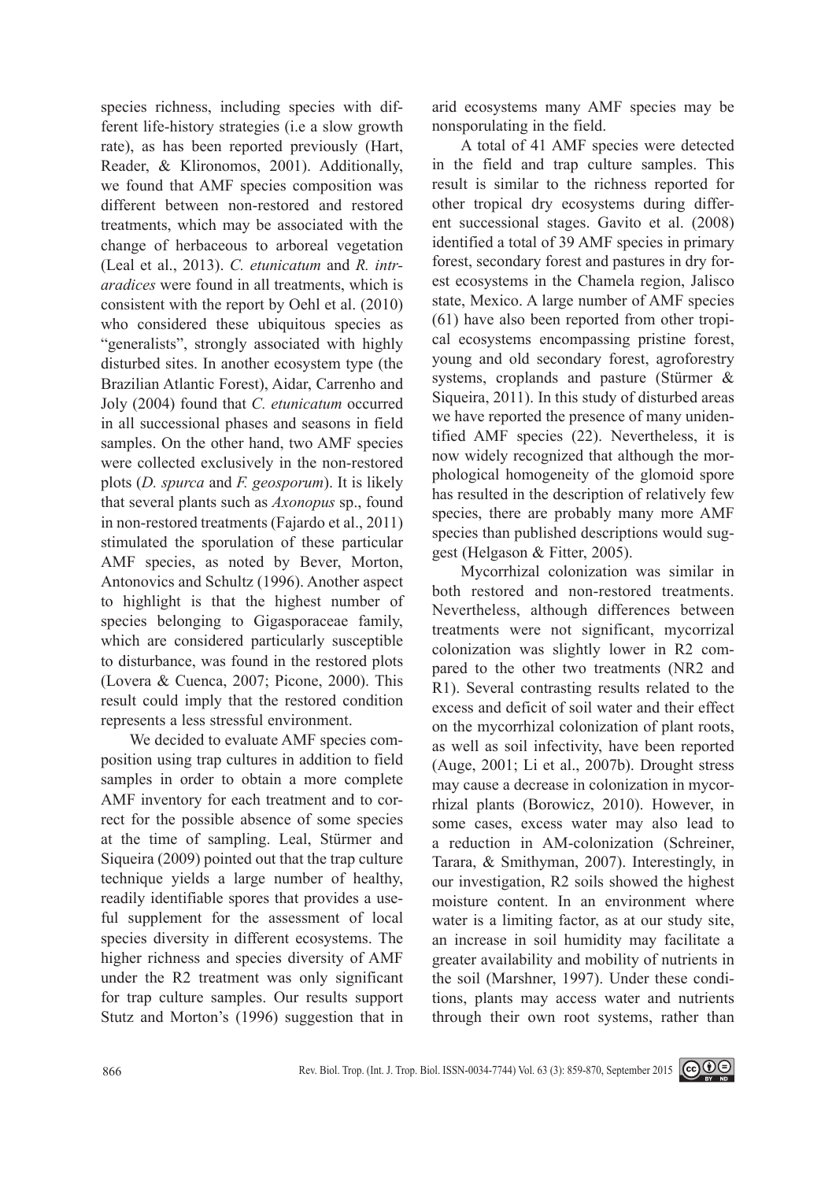species richness, including species with different life-history strategies (i.e a slow growth rate), as has been reported previously (Hart, Reader, & Klironomos, 2001). Additionally, we found that AMF species composition was different between non-restored and restored treatments, which may be associated with the change of herbaceous to arboreal vegetation (Leal et al., 2013). *C. etunicatum* and *R. intraradices* were found in all treatments, which is consistent with the report by Oehl et al. (2010) who considered these ubiquitous species as "generalists", strongly associated with highly disturbed sites. In another ecosystem type (the Brazilian Atlantic Forest), Aidar, Carrenho and Joly (2004) found that *C. etunicatum* occurred in all successional phases and seasons in field samples. On the other hand, two AMF species were collected exclusively in the non-restored plots (*D. spurca* and *F. geosporum*). It is likely that several plants such as *Axonopus* sp., found in non-restored treatments (Fajardo et al., 2011) stimulated the sporulation of these particular AMF species, as noted by Bever, Morton, Antonovics and Schultz (1996). Another aspect to highlight is that the highest number of species belonging to Gigasporaceae family, which are considered particularly susceptible to disturbance, was found in the restored plots (Lovera & Cuenca, 2007; Picone, 2000). This result could imply that the restored condition represents a less stressful environment.

We decided to evaluate AMF species composition using trap cultures in addition to field samples in order to obtain a more complete AMF inventory for each treatment and to correct for the possible absence of some species at the time of sampling. Leal, Stürmer and Siqueira (2009) pointed out that the trap culture technique yields a large number of healthy, readily identifiable spores that provides a useful supplement for the assessment of local species diversity in different ecosystems. The higher richness and species diversity of AMF under the R2 treatment was only significant for trap culture samples. Our results support Stutz and Morton's (1996) suggestion that in arid ecosystems many AMF species may be nonsporulating in the field.

A total of 41 AMF species were detected in the field and trap culture samples. This result is similar to the richness reported for other tropical dry ecosystems during different successional stages. Gavito et al. (2008) identified a total of 39 AMF species in primary forest, secondary forest and pastures in dry forest ecosystems in the Chamela region, Jalisco state, Mexico. A large number of AMF species (61) have also been reported from other tropical ecosystems encompassing pristine forest, young and old secondary forest, agroforestry systems, croplands and pasture (Stürmer & Siqueira, 2011). In this study of disturbed areas we have reported the presence of many unidentified AMF species (22). Nevertheless, it is now widely recognized that although the morphological homogeneity of the glomoid spore has resulted in the description of relatively few species, there are probably many more AMF species than published descriptions would suggest (Helgason & Fitter, 2005).

Mycorrhizal colonization was similar in both restored and non-restored treatments. Nevertheless, although differences between treatments were not significant, mycorrizal colonization was slightly lower in R2 compared to the other two treatments (NR2 and R1). Several contrasting results related to the excess and deficit of soil water and their effect on the mycorrhizal colonization of plant roots, as well as soil infectivity, have been reported (Auge, 2001; Li et al., 2007b). Drought stress may cause a decrease in colonization in mycorrhizal plants (Borowicz, 2010). However, in some cases, excess water may also lead to a reduction in AM-colonization (Schreiner, Tarara, & Smithyman, 2007). Interestingly, in our investigation, R2 soils showed the highest moisture content. In an environment where water is a limiting factor, as at our study site, an increase in soil humidity may facilitate a greater availability and mobility of nutrients in the soil (Marshner, 1997). Under these conditions, plants may access water and nutrients through their own root systems, rather than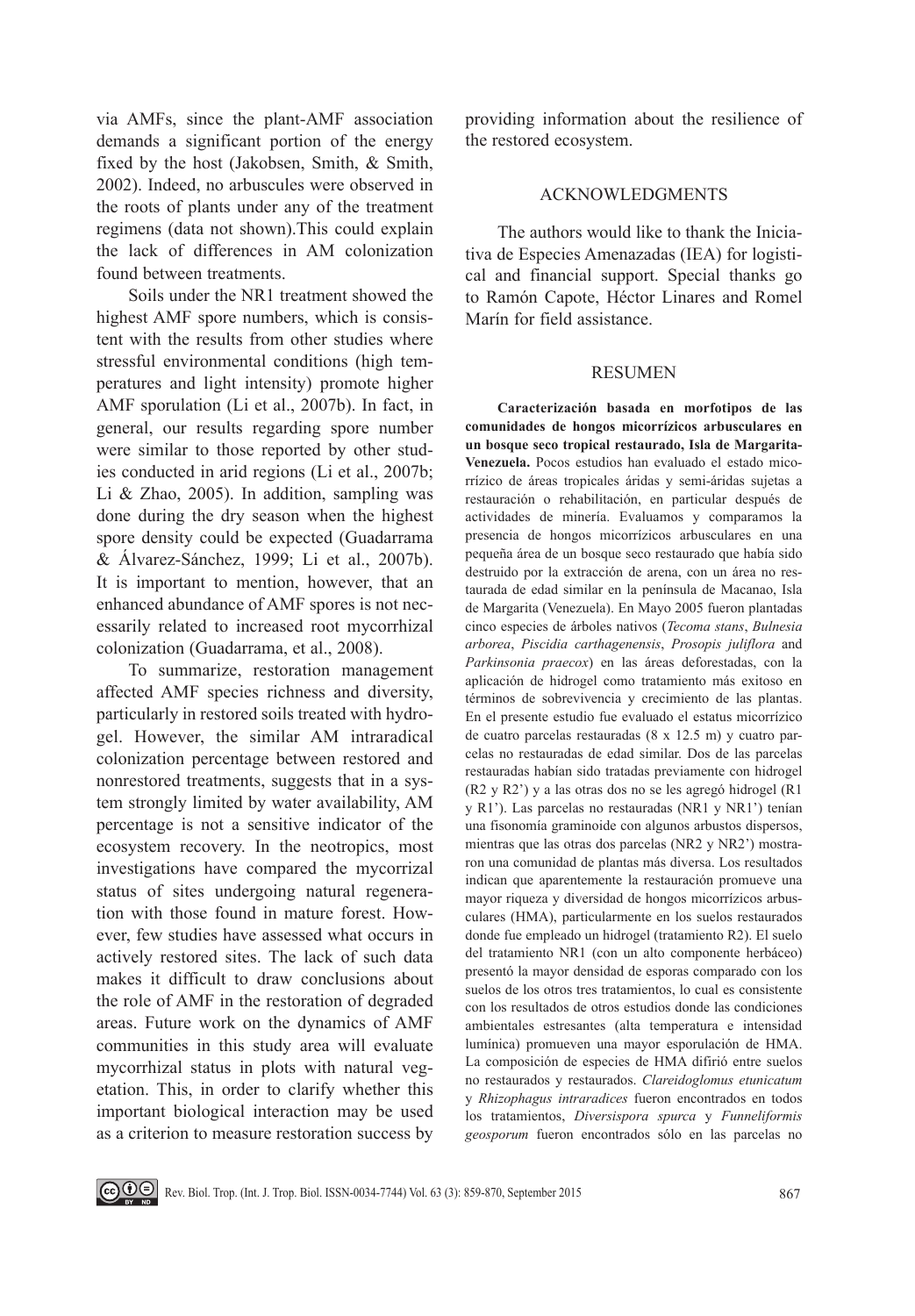via AMFs, since the plant-AMF association demands a significant portion of the energy fixed by the host (Jakobsen, Smith, & Smith, 2002). Indeed, no arbuscules were observed in the roots of plants under any of the treatment regimens (data not shown).This could explain the lack of differences in AM colonization found between treatments.

Soils under the NR1 treatment showed the highest AMF spore numbers, which is consistent with the results from other studies where stressful environmental conditions (high temperatures and light intensity) promote higher AMF sporulation (Li et al., 2007b). In fact, in general, our results regarding spore number were similar to those reported by other studies conducted in arid regions (Li et al., 2007b; Li & Zhao, 2005). In addition, sampling was done during the dry season when the highest spore density could be expected (Guadarrama & Álvarez-Sánchez, 1999; Li et al., 2007b). It is important to mention, however, that an enhanced abundance of AMF spores is not necessarily related to increased root mycorrhizal colonization (Guadarrama, et al., 2008).

To summarize, restoration management affected AMF species richness and diversity, particularly in restored soils treated with hydrogel. However, the similar AM intraradical colonization percentage between restored and nonrestored treatments, suggests that in a system strongly limited by water availability, AM percentage is not a sensitive indicator of the ecosystem recovery. In the neotropics, most investigations have compared the mycorrizal status of sites undergoing natural regeneration with those found in mature forest. However, few studies have assessed what occurs in actively restored sites. The lack of such data makes it difficult to draw conclusions about the role of AMF in the restoration of degraded areas. Future work on the dynamics of AMF communities in this study area will evaluate mycorrhizal status in plots with natural vegetation. This, in order to clarify whether this important biological interaction may be used as a criterion to measure restoration success by providing information about the resilience of the restored ecosystem.

## ACKNOWLEDGMENTS

The authors would like to thank the Iniciativa de Especies Amenazadas (IEA) for logistical and financial support. Special thanks go to Ramón Capote, Héctor Linares and Romel Marín for field assistance.

## RESUMEN

**Caracterización basada en morfotipos de las comunidades de hongos micorrízicos arbusculares en un bosque seco tropical restaurado, Isla de Margarita-Venezuela.** Pocos estudios han evaluado el estado micorrízico de áreas tropicales áridas y semi-áridas sujetas a restauración o rehabilitación, en particular después de actividades de minería. Evaluamos y comparamos la presencia de hongos micorrízicos arbusculares en una pequeña área de un bosque seco restaurado que había sido destruido por la extracción de arena, con un área no restaurada de edad similar en la península de Macanao, Isla de Margarita (Venezuela). En Mayo 2005 fueron plantadas cinco especies de árboles nativos (*Tecoma stans*, *Bulnesia arborea*, *Piscidia carthagenensis*, *Prosopis juliflora* and *Parkinsonia praecox*) en las áreas deforestadas, con la aplicación de hidrogel como tratamiento más exitoso en términos de sobrevivencia y crecimiento de las plantas. En el presente estudio fue evaluado el estatus micorrízico de cuatro parcelas restauradas (8 x 12.5 m) y cuatro parcelas no restauradas de edad similar. Dos de las parcelas restauradas habían sido tratadas previamente con hidrogel (R2 y R2') y a las otras dos no se les agregó hidrogel (R1 y R1'). Las parcelas no restauradas (NR1 y NR1') tenían una fisonomía graminoide con algunos arbustos dispersos, mientras que las otras dos parcelas (NR2 y NR2') mostraron una comunidad de plantas más diversa. Los resultados indican que aparentemente la restauración promueve una mayor riqueza y diversidad de hongos micorrízicos arbusculares (HMA), particularmente en los suelos restaurados donde fue empleado un hidrogel (tratamiento R2). El suelo del tratamiento NR1 (con un alto componente herbáceo) presentó la mayor densidad de esporas comparado con los suelos de los otros tres tratamientos, lo cual es consistente con los resultados de otros estudios donde las condiciones ambientales estresantes (alta temperatura e intensidad lumínica) promueven una mayor esporulación de HMA. La composición de especies de HMA difirió entre suelos no restaurados y restaurados. *Claroideoglomus etunicatum* y *Rhizophagus intraradices* fueron encontrados en todos los tratamientos, *Diversispora spurca* y *Funneliformis geosporum* fueron encontrados sólo en las parcelas no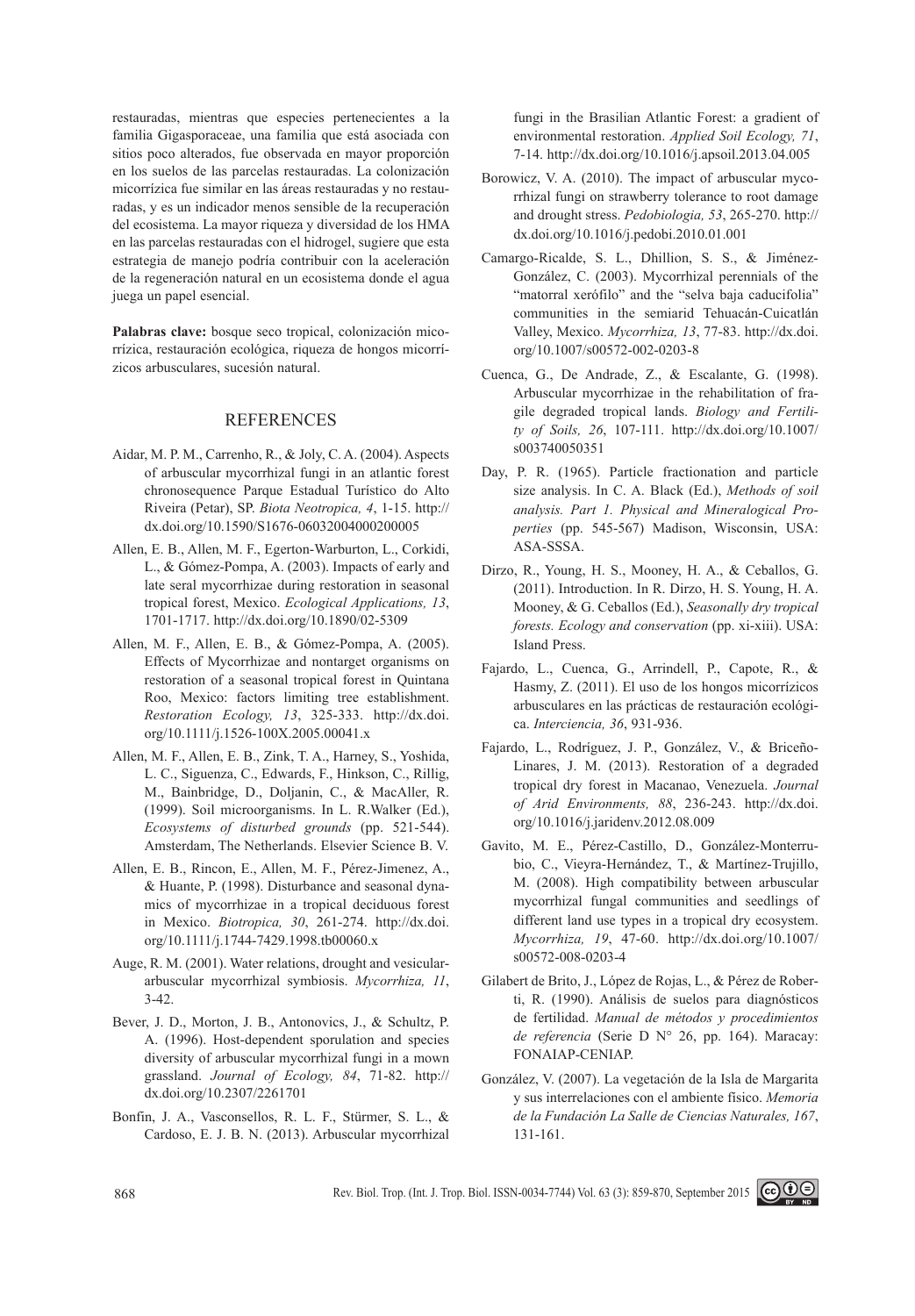restauradas, mientras que especies pertenecientes a la familia Gigasporaceae, una familia que está asociada con sitios poco alterados, fue observada en mayor proporción en los suelos de las parcelas restauradas. La colonización micorrízica fue similar en las áreas restauradas y no restauradas, y es un indicador menos sensible de la recuperación del ecosistema. La mayor riqueza y diversidad de los HMA en las parcelas restauradas con el hidrogel, sugiere que esta estrategia de manejo podría contribuir con la aceleración de la regeneración natural en un ecosistema donde el agua juega un papel esencial.

**Palabras clave:** bosque seco tropical, colonización micorrízica, restauración ecológica, riqueza de hongos micorrízicos arbusculares, sucesión natural.

## REFERENCES

Aidar, M. P. M., Carrenho, R., & Joly, C. A. (2004). Aspects of arbuscular mycorrhizal fungi in an atlantic forest chronosequence Parque Estadual Turístico do Alto Riveira (Petar), SP. *Biota Neotropica, 4*, 1-15. http://dx.doi.org/10.1590/S1676-06032004000200005

Allen, E. B., Allen, M. F., Egerton-Warburton, L., Corkidi, L., & Gómez-Pompa, A. (2003). Impacts of early and late seral mycorrhizae during restoration in seasonal tropical forest, Mexico. *Ecological Applications, 13*, 1701-1717. http://dx.doi.org/10.1890/02-5309

Allen, M. F., Allen, E. B., & Gómez-Pompa, A. (2005). Effects of Mycorrhizae and nontarget organisms on restoration of a seasonal tropical forest in Quintana Roo, Mexico: factors limiting tree establishment. *Restoration Ecology, 13*, 325-333. http://dx.doi.org/10.1111/j.1526-100X.2005.00041.x

Allen, M. F., Allen, E. B., Zink, T. A., Harney, S., Yoshida, L. C., Siguenza, C., Edwards, F., Hinkson, C., Rillig, M., Bainbridge, D., Doljanin, C., & MacAller, R. (1999). Soil microorganisms. In L. R.Walker (Ed.), *Ecosystems of disturbed grounds* (pp. 521-544). Amsterdam, The Netherlands. Elsevier Science B. V.

Allen, E. B., Rincon, E., Allen, M. F., Pérez-Jimenez, A., & Huante, P. (1998). Disturbance and seasonal dynamics of mycorrhizae in a tropical deciduous forest in Mexico. *Biotropica, 30*, 261-274. http://dx.doi.org/10.1111/j.1744-7429.1998.tb00060.x

Auge, R. M. (2001). Water relations, drought and vesicular-arbuscular mycorrhizal symbiosis. *Mycorrhiza, 11*, 3-42.

Bever, J. D., Morton, J. B., Antonovics, J., & Schultz, P. A. (1996). Host-dependent sporulation and species diversity of arbuscular mycorrhizal fungi in a mown grassland. *Journal of Ecology, 84*, 71-82. http://dx.doi.org/10.2307/2261701

Bonfin, J. A., Vasconsellos, R. L. F., Stürmer, S. L., & Cardoso, E. J. B. N. (2013). Arbuscular mycorrhizal fungi in the Brasilian Atlantic Forest: a gradient of environmental restoration. *Applied Soil Ecology, 71*, 7-14. http://dx.doi.org/10.1016/j.apsoil.2013.04.005

Borowicz, V. A. (2010). The impact of arbuscular mycorrhizal fungi on strawberry tolerance to root damage and drought stress. *Pedobiologia, 53*, 265-270. http://dx.doi.org/10.1016/j.pedobi.2010.01.001

Camargo-Ricalde, S. L., Dhillion, S. S., & Jiménez-González, C. (2003). Mycorrhizal perennials of the "matorral xerófilo" and the "selva baja caducifolia" communities in the semiarid Tehuacán-Cuicatlán Valley, Mexico. *Mycorrhiza, 13*, 77-83. http://dx.doi.org/10.1007/s00572-002-0203-8

Cuenca, G., De Andrade, Z., & Escalante, G. (1998). Arbuscular mycorrhizae in the rehabilitation of fragile degraded tropical lands. *Biology and Fertility of Soils, 26*, 107-111. http://dx.doi.org/10.1007/s003740050351

Day, P. R. (1965). Particle fractionation and particle size analysis. In C. A. Black (Ed.), *Methods of soil analysis. Part 1. Physical and Mineralogical Properties* (pp. 545-567) Madison, Wisconsin, USA: ASA-SSSA.

Dirzo, R., Young, H. S., Mooney, H. A., & Ceballos, G. (2011). Introduction. In R. Dirzo, H. S. Young, H. A. Mooney, & G. Ceballos (Ed.), *Seasonally dry tropical forests. Ecology and conservation* (pp. xi-xiii). USA: Island Press.

Fajardo, L., Cuenca, G., Arrindell, P., Capote, R., & Hasmy, Z. (2011). El uso de los hongos micorrízicos arbusculares en las prácticas de restauración ecológica. *Interciencia, 36*, 931-936.

Fajardo, L., Rodríguez, J. P., González, V., & Briceño-Linares, J. M. (2013). Restoration of a degraded tropical dry forest in Macanao, Venezuela. *Journal of Arid Environments, 88*, 236-243. http://dx.doi.org/10.1016/j.jaridenv.2012.08.009

Gavito, M. E., Pérez-Castillo, D., González-Monterrubio, C., Vieyra-Hernández, T., & Martínez-Trujillo, M. (2008). High compatibility between arbuscular mycorrhizal fungal communities and seedlings of different land use types in a tropical dry ecosystem. *Mycorrhiza, 19*, 47-60. http://dx.doi.org/10.1007/s00572-008-0203-4

Gilabert de Brito, J., López de Rojas, L., & Pérez de Roberti, R. (1990). Análisis de suelos para diagnósticos de fertilidad. *Manual de métodos y procedimientos de referencia* (Serie D N° 26, pp. 164). Maracay: FONAIAP-CENIAP.

González, V. (2007). La vegetación de la Isla de Margarita y sus interrelaciones con el ambiente físico. *Memoria de la Fundación La Salle de Ciencias Naturales, 167*, 131-161.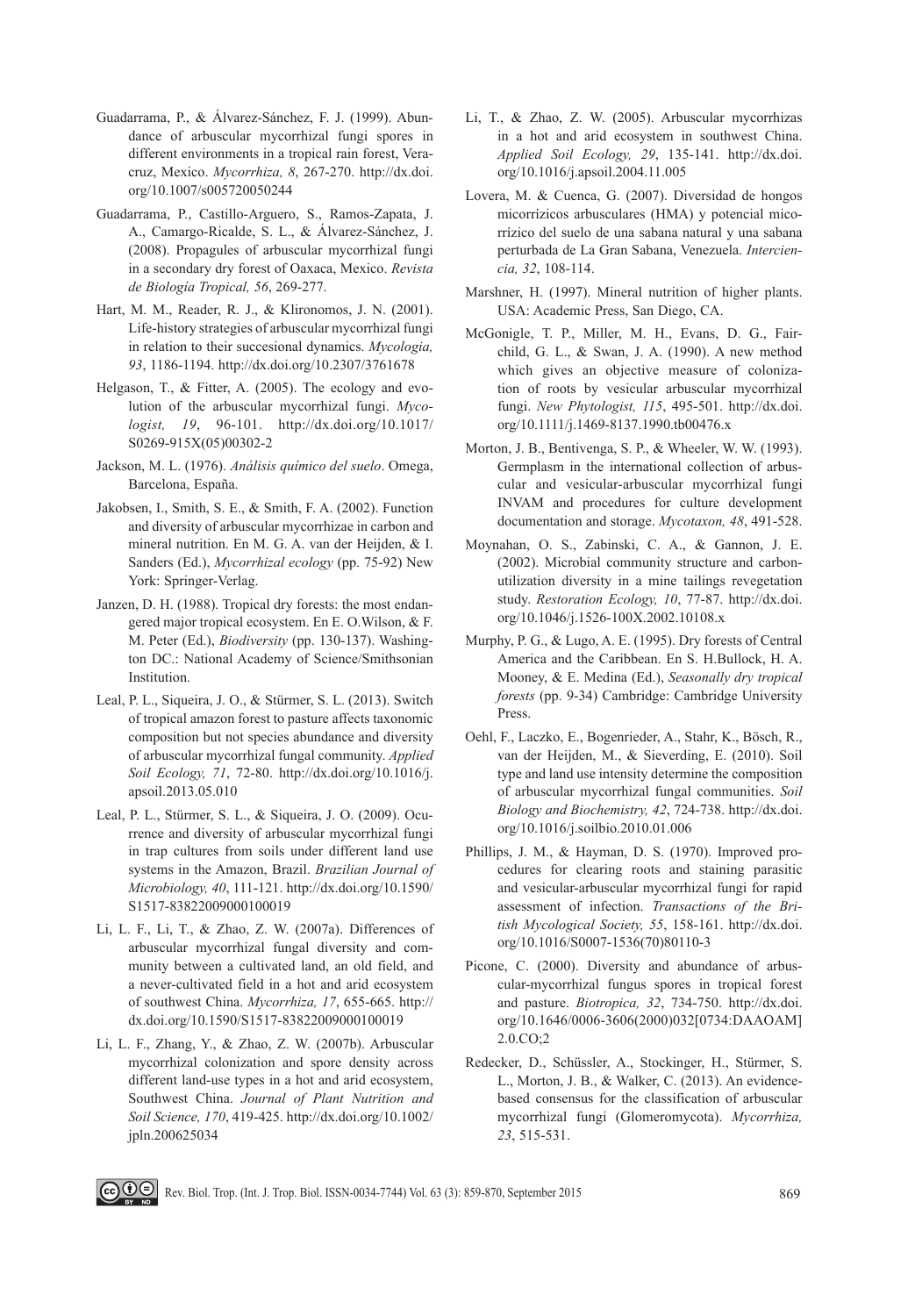Guadarrama, P., & Álvarez-Sánchez, F. J. (1999). Abundance of arbuscular mycorrhizal fungi spores in different environments in a tropical rain forest, Veracruz, Mexico. *Mycorrhiza, 8*, 267-270. http://dx.doi.org/10.1007/s005720050244

Guadarrama, P., Castillo-Arguero, S., Ramos-Zapata, J. A., Camargo-Ricalde, S. L., & Álvarez-Sánchez, J. (2008). Propagules of arbuscular mycorrhizal fungi in a secondary dry forest of Oaxaca, Mexico. *Revista de Biología Tropical, 56*, 269-277.

Hart, M. M., Reader, R. J., & Klironomos, J. N. (2001). Life-history strategies of arbuscular mycorrhizal fungi in relation to their succesional dynamics. *Mycologia, 93*, 1186-1194. http://dx.doi.org/10.2307/3761678

Helgason, T., & Fitter, A. (2005). The ecology and evolution of the arbuscular mycorrhizal fungi. *Mycologist, 19*, 96-101. http://dx.doi.org/10.1017/S0269-915X(05)00302-2

Jackson, M. L. (1976). *Análisis químico del suelo*. Omega, Barcelona, España.

Jakobsen, I., Smith, S. E., & Smith, F. A. (2002). Function and diversity of arbuscular mycorrhizae in carbon and mineral nutrition. En M. G. A. van der Heijden, & I. Sanders (Ed.), *Mycorrhizal ecology* (pp. 75-92) New York: Springer-Verlag.

Janzen, D. H. (1988). Tropical dry forests: the most endangered major tropical ecosystem. En E. O.Wilson, & F. M. Peter (Ed.), *Biodiversity* (pp. 130-137). Washington DC.: National Academy of Science/Smithsonian Institution.

Leal, P. L., Siqueira, J. O., & Stürmer, S. L. (2013). Switch of tropical amazon forest to pasture affects taxonomic composition but not species abundance and diversity of arbuscular mycorrhizal fungal community. *Applied Soil Ecology, 71*, 72-80. http://dx.doi.org/10.1016/j.apsoil.2013.05.010

Leal, P. L., Stürmer, S. L., & Siqueira, J. O. (2009). Ocurrence and diversity of arbuscular mycorrhizal fungi in trap cultures from soils under different land use systems in the Amazon, Brazil. *Brazilian Journal of Microbiology, 40*, 111-121. http://dx.doi.org/10.1590/S1517-83822009000100019

Li, L. F., Li, T., & Zhao, Z. W. (2007a). Differences of arbuscular mycorrhizal fungal diversity and community between a cultivated land, an old field, and a never-cultivated field in a hot and arid ecosystem of southwest China. *Mycorrhiza, 17*, 655-665. http://dx.doi.org/10.1590/S1517-83822009000100019

Li, L. F., Zhang, Y., & Zhao, Z. W. (2007b). Arbuscular mycorrhizal colonization and spore density across different land-use types in a hot and arid ecosystem, Southwest China. *Journal of Plant Nutrition and Soil Science, 170*, 419-425. http://dx.doi.org/10.1002/jpln.200625034

Li, T., & Zhao, Z. W. (2005). Arbuscular mycorrhizas in a hot and arid ecosystem in southwest China. *Applied Soil Ecology, 29*, 135-141. http://dx.doi.org/10.1016/j.apsoil.2004.11.005

Lovera, M. & Cuenca, G. (2007). Diversidad de hongos micorrízicos arbusculares (HMA) y potencial micorrízico del suelo de una sabana natural y una sabana perturbada de La Gran Sabana, Venezuela. *Interciencia, 32*, 108-114.

Marshner, H. (1997). Mineral nutrition of higher plants. USA: Academic Press, San Diego, CA.

McGonigle, T. P., Miller, M. H., Evans, D. G., Fairchild, G. L., & Swan, J. A. (1990). A new method which gives an objective measure of colonization of roots by vesicular arbuscular mycorrhizal fungi. *New Phytologist, 115*, 495-501. http://dx.doi.org/10.1111/j.1469-8137.1990.tb00476.x

Morton, J. B., Bentivenga, S. P., & Wheeler, W. W. (1993). Germplasm in the international collection of arbuscular and vesicular-arbuscular mycorrhizal fungi INVAM and procedures for culture development documentation and storage. *Mycotaxon, 48*, 491-528.

Moynahan, O. S., Zabinski, C. A., & Gannon, J. E. (2002). Microbial community structure and carbon-utilization diversity in a mine tailings revegetation study. *Restoration Ecology, 10*, 77-87. http://dx.doi.org/10.1046/j.1526-100X.2002.10108.x

Murphy, P. G., & Lugo, A. E. (1995). Dry forests of Central America and the Caribbean. En S. H.Bullock, H. A. Mooney, & E. Medina (Ed.), *Seasonally dry tropical forests* (pp. 9-34) Cambridge: Cambridge University Press.

Oehl, F., Laczko, E., Bogenrieder, A., Stahr, K., Bösch, R., van der Heijden, M., & Sieverding, E. (2010). Soil type and land use intensity determine the composition of arbuscular mycorrhizal fungal communities. *Soil Biology and Biochemistry, 42*, 724-738. http://dx.doi.org/10.1016/j.soilbio.2010.01.006

Phillips, J. M., & Hayman, D. S. (1970). Improved procedures for clearing roots and staining parasitic and vesicular-arbuscular mycorrhizal fungi for rapid assessment of infection. *Transactions of the British Mycological Society, 55*, 158-161. http://dx.doi.org/10.1016/S0007-1536(70)80110-3

Picone, C. (2000). Diversity and abundance of arbuscular-mycorrhizal fungus spores in tropical forest and pasture. *Biotropica, 32*, 734-750. http://dx.doi.org/10.1646/0006-3606(2000)032[0734:DAAOAM]2.0.CO;2

Redecker, D., Schüssler, A., Stockinger, H., Stürmer, S. L., Morton, J. B., & Walker, C. (2013). An evidence-based consensus for the classification of arbuscular mycorrhizal fungi (Glomeromycota). *Mycorrhiza, 23*, 515-531.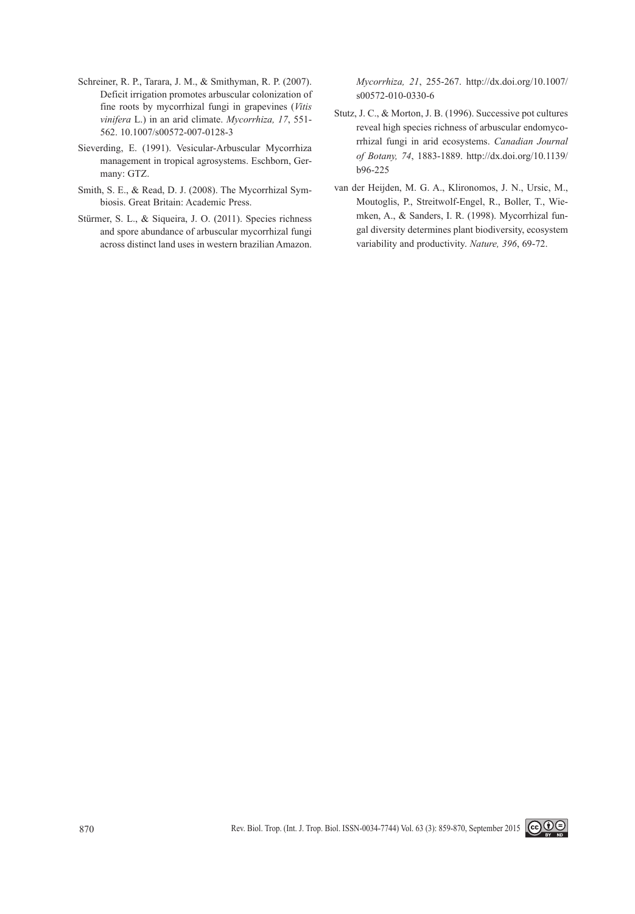Schreiner, R. P., Tarara, J. M., & Smithyman, R. P. (2007). Deficit irrigation promotes arbuscular colonization of fine roots by mycorrhizal fungi in grapevines (*Vitis vinifera* L.) in an arid climate. *Mycorrhiza, 17*, 551-562. 10.1007/s00572-007-0128-3

Sieverding, E. (1991). Vesicular-Arbuscular Mycorrhiza management in tropical agrosystems. Eschborn, Germany: GTZ.

Smith, S. E., & Read, D. J. (2008). The Mycorrhizal Symbiosis. Great Britain: Academic Press.

Stürmer, S. L., & Siqueira, J. O. (2011). Species richness and spore abundance of arbuscular mycorrhizal fungi across distinct land uses in western brazilian Amazon. *Mycorrhiza, 21*, 255-267. http://dx.doi.org/10.1007/s00572-010-0330-6

Stutz, J. C., & Morton, J. B. (1996). Successive pot cultures reveal high species richness of arbuscular endomycorrhizal fungi in arid ecosystems. *Canadian Journal of Botany, 74*, 1883-1889. http://dx.doi.org/10.1139/b96-225

van der Heijden, M. G. A., Klironomos, J. N., Ursic, M., Moutoglis, P., Streitwolf-Engel, R., Boller, T., Wiemken, A., & Sanders, I. R. (1998). Mycorrhizal fungal diversity determines plant biodiversity, ecosystem variability and productivity. *Nature, 396*, 69-72.